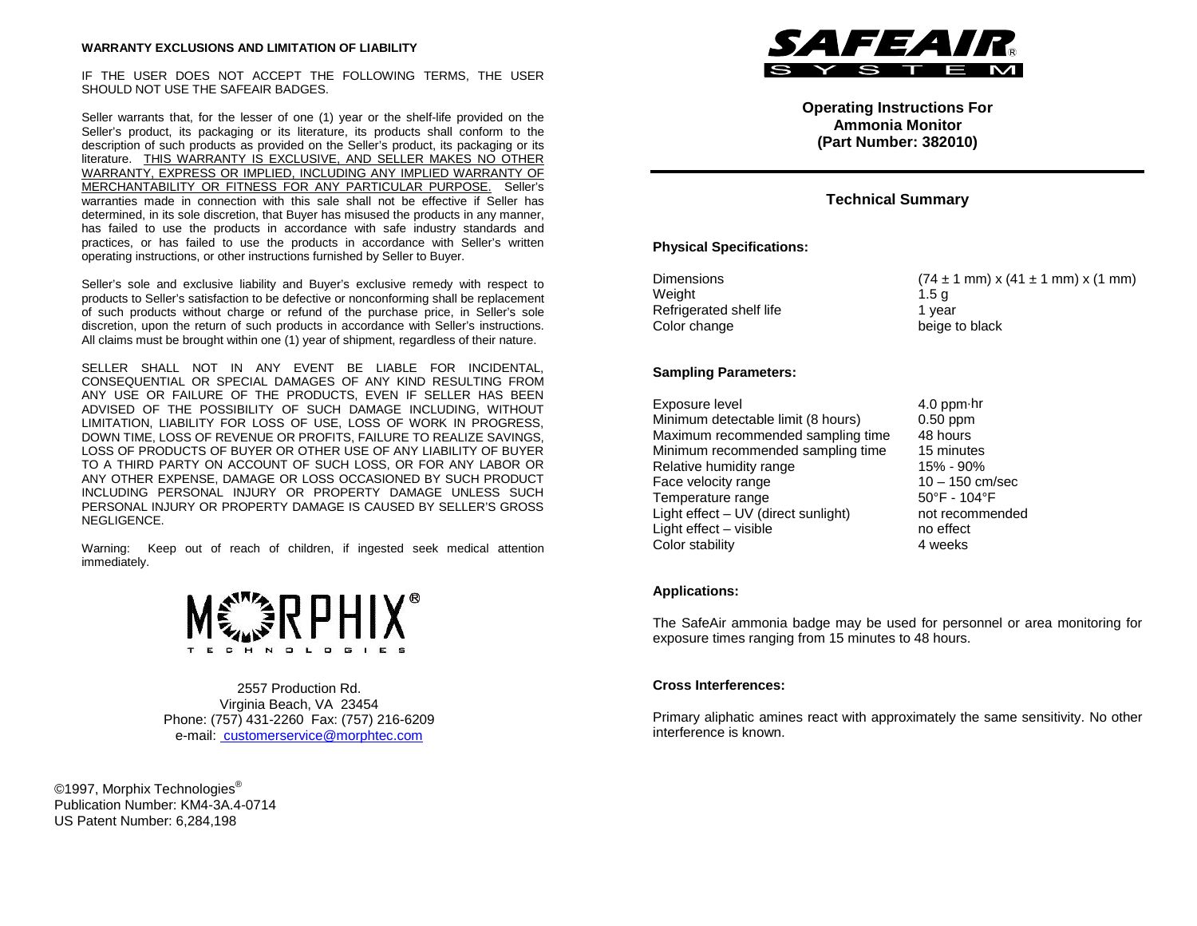**WARRANTY EXCLUSIONS AND LIMITATION OF LIABILITY**

IF THE USER DOES NOT ACCEPT THE FOLLOWING TERMS, THE USER SHOULD NOT USE THE SAFEAIR BADGES.

Seller warrants that, for the lesser of one (1) year or the shelf-life provided on the Seller's product, its packaging or its literature, its products shall conform to the description of such products as provided on the Seller's product, its packaging or its literature. THIS WARRANTY IS EXCLUSIVE, AND SELLER MAKES NO OTHER WARRANTY, EXPRESS OR IMPLIED, INCLUDING ANY IMPLIED WARRANTY OF MERCHANTABILITY OR FITNESS FOR ANY PARTICULAR PURPOSE. Seller's warranties made in connection with this sale shall not be effective if Seller has determined, in its sole discretion, that Buyer has misused the products in any manner, has failed to use the products in accordance with safe industry standards and practices, or has failed to use the products in accordance with Seller's written operating instructions, or other instructions furnished by Seller to Buyer.

Seller's sole and exclusive liability and Buyer's exclusive remedy with respect to products to Seller's satisfaction to be defective or nonconforming shall be replacement of such products without charge or refund of the purchase price, in Seller's sole discretion, upon the return of such products in accordance with Seller's instructions. All claims must be brought within one (1) year of shipment, regardless of their nature.

SELLER SHALL NOT IN ANY EVENT BE LIABLE FOR INCIDENTAL, CONSEQUENTIAL OR SPECIAL DAMAGES OF ANY KIND RESULTING FROM ANY USE OR FAILURE OF THE PRODUCTS, EVEN IF SELLER HAS BEEN ADVISED OF THE POSSIBILITY OF SUCH DAMAGE INCLUDING, WITHOUT LIMITATION, LIABILITY FOR LOSS OF USE, LOSS OF WORK IN PROGRESS, DOWN TIME, LOSS OF REVENUE OR PROFITS, FAILURE TO REALIZE SAVINGS, LOSS OF PRODUCTS OF BUYER OR OTHER USE OF ANY LIABILITY OF BUYER TO A THIRD PARTY ON ACCOUNT OF SUCH LOSS, OR FOR ANY LABOR OR ANY OTHER EXPENSE, DAMAGE OR LOSS OCCASIONED BY SUCH PRODUCT INCLUDING PERSONAL INJURY OR PROPERTY DAMAGE UNLESS SUCH PERSONAL INJURY OR PROPERTY DAMAGE IS CAUSED BY SELLER'S GROSS NEGLIGENCE.

Warning: Keep out of reach of children, if ingested seek medical attention immediately.

MORPHIX® TECHNOLOGIES

2557 Production Rd.
Virginia Beach, VA 23454
Phone: (757) 431-2260 Fax: (757) 216-6209
e-mail: customerservice@morphtec.com

©1997, Morphix Technologies®
Publication Number: KM4-3A.4-0714
US Patent Number: 6,284,198

SAFEAIR® SYSTEM

**Operating Instructions For Ammonia Monitor (Part Number: 382010)**

## Technical Summary

### Physical Specifications:

| | |
|---|---|
| Dimensions | (74 ± 1 mm) x (41 ± 1 mm) x (1 mm) |
| Weight | 1.5 g |
| Refrigerated shelf life | 1 year |
| Color change | beige to black |

### Sampling Parameters:

| | |
|---|---|
| Exposure level | 4.0 ppm·hr |
| Minimum detectable limit (8 hours) | 0.50 ppm |
| Maximum recommended sampling time | 48 hours |
| Minimum recommended sampling time | 15 minutes |
| Relative humidity range | 15% - 90% |
| Face velocity range | 10 – 150 cm/sec |
| Temperature range | 50°F - 104°F |
| Light effect – UV (direct sunlight) | not recommended |
| Light effect – visible | no effect |
| Color stability | 4 weeks |

### Applications:

The SafeAir ammonia badge may be used for personnel or area monitoring for exposure times ranging from 15 minutes to 48 hours.

### Cross Interferences:

Primary aliphatic amines react with approximately the same sensitivity. No other interference is known.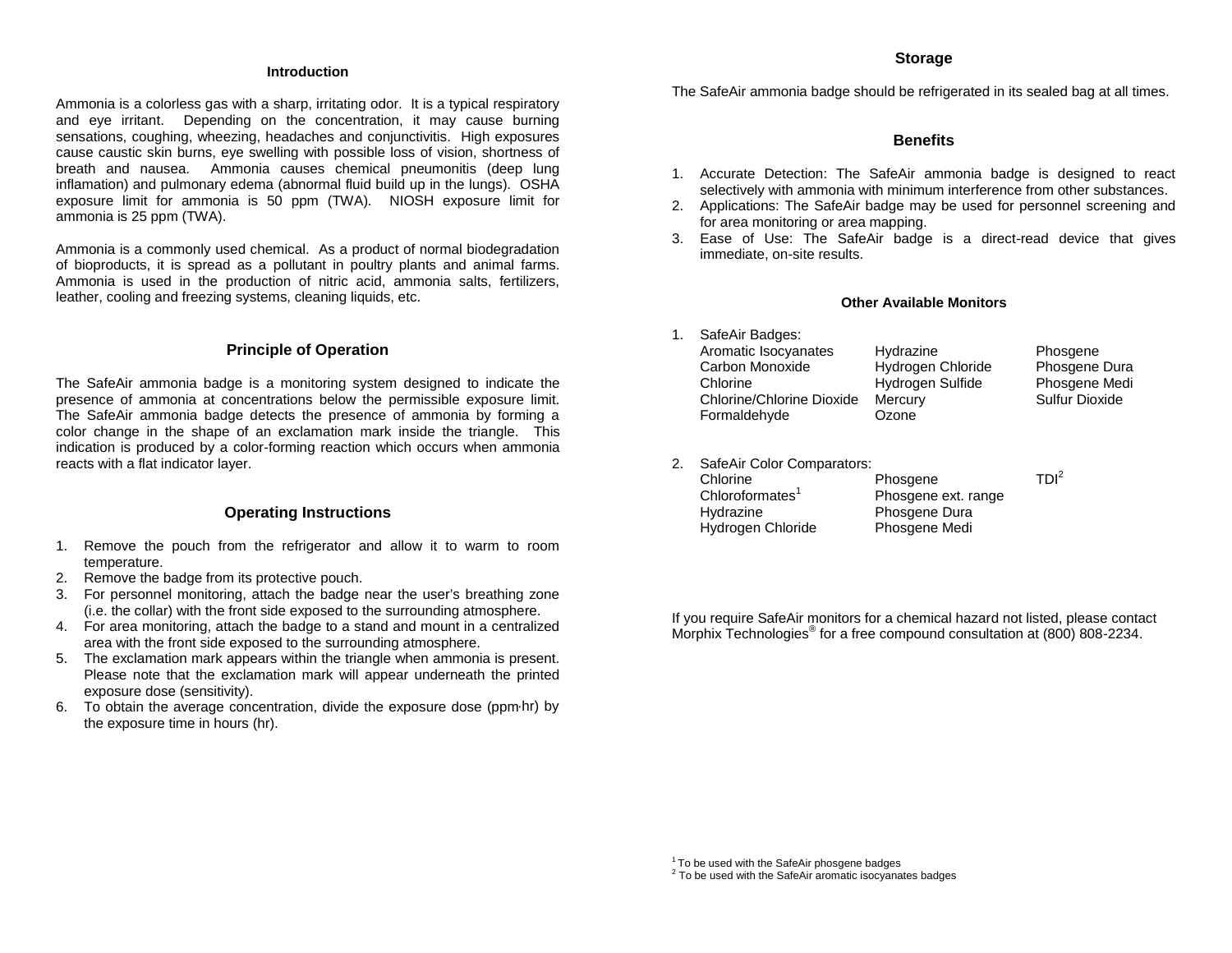## Introduction

Ammonia is a colorless gas with a sharp, irritating odor. It is a typical respiratory and eye irritant. Depending on the concentration, it may cause burning sensations, coughing, wheezing, headaches and conjunctivitis. High exposures cause caustic skin burns, eye swelling with possible loss of vision, shortness of breath and nausea. Ammonia causes chemical pneumonitis (deep lung inflamation) and pulmonary edema (abnormal fluid build up in the lungs). OSHA exposure limit for ammonia is 50 ppm (TWA). NIOSH exposure limit for ammonia is 25 ppm (TWA).

Ammonia is a commonly used chemical. As a product of normal biodegradation of bioproducts, it is spread as a pollutant in poultry plants and animal farms. Ammonia is used in the production of nitric acid, ammonia salts, fertilizers, leather, cooling and freezing systems, cleaning liquids, etc.

## Principle of Operation

The SafeAir ammonia badge is a monitoring system designed to indicate the presence of ammonia at concentrations below the permissible exposure limit. The SafeAir ammonia badge detects the presence of ammonia by forming a color change in the shape of an exclamation mark inside the triangle. This indication is produced by a color-forming reaction which occurs when ammonia reacts with a flat indicator layer.

## Operating Instructions

1. Remove the pouch from the refrigerator and allow it to warm to room temperature.
2. Remove the badge from its protective pouch.
3. For personnel monitoring, attach the badge near the user's breathing zone (i.e. the collar) with the front side exposed to the surrounding atmosphere.
4. For area monitoring, attach the badge to a stand and mount in a centralized area with the front side exposed to the surrounding atmosphere.
5. The exclamation mark appears within the triangle when ammonia is present. Please note that the exclamation mark will appear underneath the printed exposure dose (sensitivity).
6. To obtain the average concentration, divide the exposure dose (ppm·hr) by the exposure time in hours (hr).

## Storage

The SafeAir ammonia badge should be refrigerated in its sealed bag at all times.

## Benefits

1. Accurate Detection: The SafeAir ammonia badge is designed to react selectively with ammonia with minimum interference from other substances.
2. Applications: The SafeAir badge may be used for personnel screening and for area monitoring or area mapping.
3. Ease of Use: The SafeAir badge is a direct-read device that gives immediate, on-site results.

## Other Available Monitors

1. SafeAir Badges:

| | | |
|---|---|---|
| Aromatic Isocyanates | Hydrazine | Phosgene |
| Carbon Monoxide | Hydrogen Chloride | Phosgene Dura |
| Chlorine | Hydrogen Sulfide | Phosgene Medi |
| Chlorine/Chlorine Dioxide | Mercury | Sulfur Dioxide |
| Formaldehyde | Ozone | |

2. SafeAir Color Comparators:

| | | |
|---|---|---|
| Chlorine | Phosgene | TDI[2] |
| Chloroformates[1] | Phosgene ext. range | |
| Hydrazine | Phosgene Dura | |
| Hydrogen Chloride | Phosgene Medi | |

If you require SafeAir monitors for a chemical hazard not listed, please contact Morphix Technologies® for a free compound consultation at (800) 808-2234.

[1] To be used with the SafeAir phosgene badges
[2] To be used with the SafeAir aromatic isocyanates badges